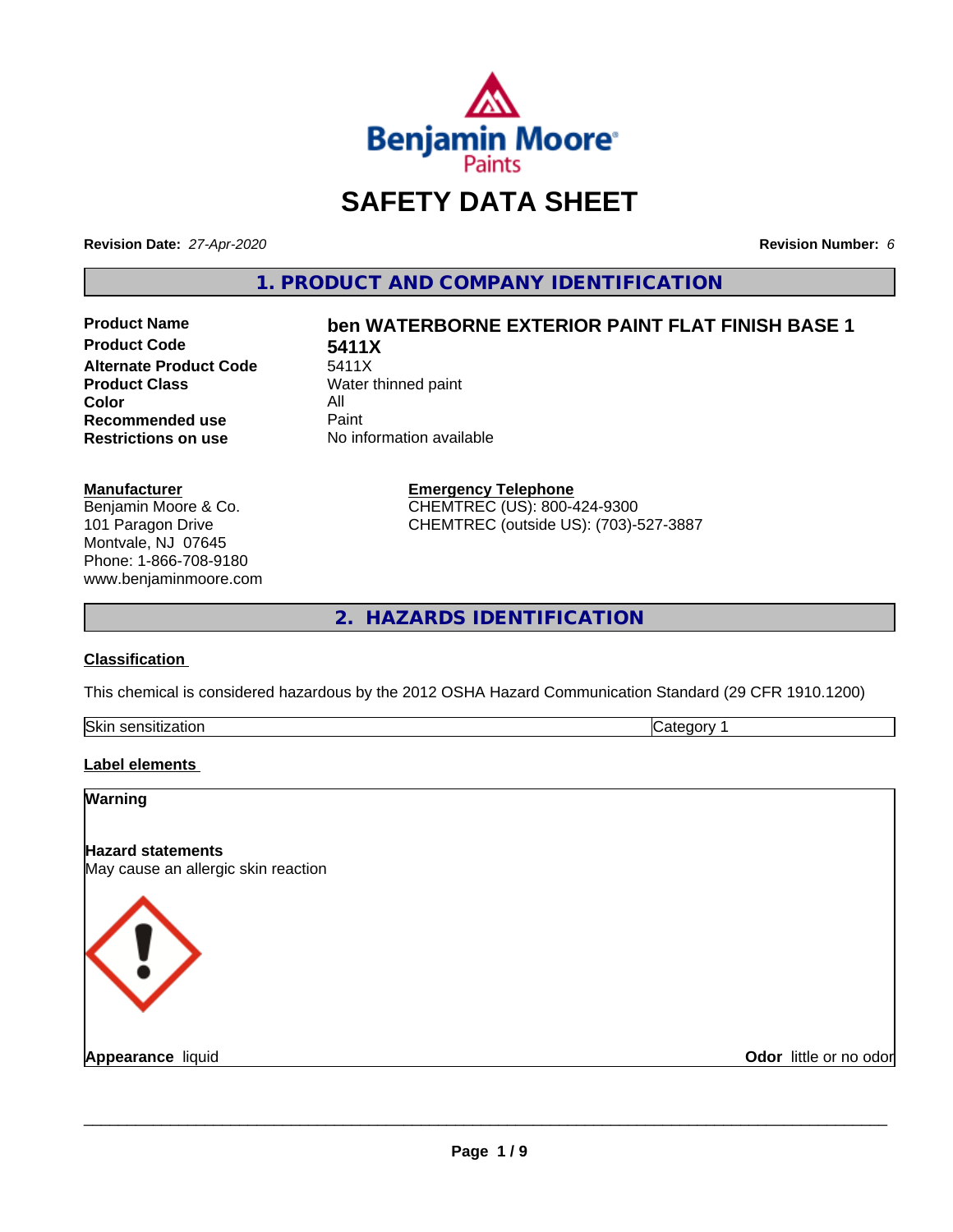# SAFETY DATA SHEET

**Revision Date:** *27-Apr-2020*

**Revision Number:** *6*

## 1. PRODUCT AND COMPANY IDENTIFICATION

| | |
|---|---|
| **Product Name** | **ben WATERBORNE EXTERIOR PAINT FLAT FINISH BASE 1** |
| **Product Code** | **5411X** |
| **Alternate Product Code** | 5411X |
| **Product Class** | Water thinned paint |
| **Color** | All |
| **Recommended use** | Paint |
| **Restrictions on use** | No information available |

**Manufacturer**
Benjamin Moore & Co.
101 Paragon Drive
Montvale, NJ 07645
Phone: 1-866-708-9180
www.benjaminmoore.com

**Emergency Telephone**
CHEMTREC (US): 800-424-9300
CHEMTREC (outside US): (703)-527-3887

## 2. HAZARDS IDENTIFICATION

**Classification**

This chemical is considered hazardous by the 2012 OSHA Hazard Communication Standard (29 CFR 1910.1200)

| | |
|---|---|
| Skin sensitization | Category 1 |

**Label elements**

**Warning**

**Hazard statements**
May cause an allergic skin reaction

**Appearance** liquid

**Odor** little or no odor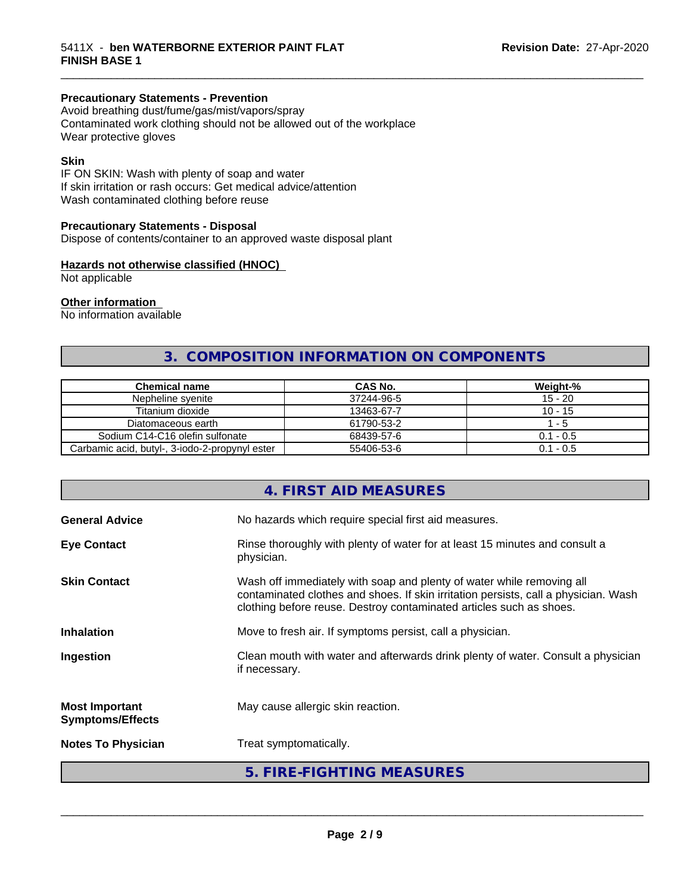**Precautionary Statements - Prevention**
Avoid breathing dust/fume/gas/mist/vapors/spray
Contaminated work clothing should not be allowed out of the workplace
Wear protective gloves

**Skin**
IF ON SKIN: Wash with plenty of soap and water
If skin irritation or rash occurs: Get medical advice/attention
Wash contaminated clothing before reuse

**Precautionary Statements - Disposal**
Dispose of contents/container to an approved waste disposal plant

**Hazards not otherwise classified (HNOC)**
Not applicable

**Other information**
No information available

## 3. COMPOSITION INFORMATION ON COMPONENTS

| Chemical name | CAS No. | Weight-% |
|---|---|---|
| Nepheline syenite | 37244-96-5 | 15 - 20 |
| Titanium dioxide | 13463-67-7 | 10 - 15 |
| Diatomaceous earth | 61790-53-2 | 1 - 5 |
| Sodium C14-C16 olefin sulfonate | 68439-57-6 | 0.1 - 0.5 |
| Carbamic acid, butyl-, 3-iodo-2-propynyl ester | 55406-53-6 | 0.1 - 0.5 |

## 4. FIRST AID MEASURES

**General Advice** No hazards which require special first aid measures.

**Eye Contact** Rinse thoroughly with plenty of water for at least 15 minutes and consult a physician.

**Skin Contact** Wash off immediately with soap and plenty of water while removing all contaminated clothes and shoes. If skin irritation persists, call a physician. Wash clothing before reuse. Destroy contaminated articles such as shoes.

**Inhalation** Move to fresh air. If symptoms persist, call a physician.

**Ingestion** Clean mouth with water and afterwards drink plenty of water. Consult a physician if necessary.

**Most Important Symptoms/Effects** May cause allergic skin reaction.

**Notes To Physician** Treat symptomatically.

## 5. FIRE-FIGHTING MEASURES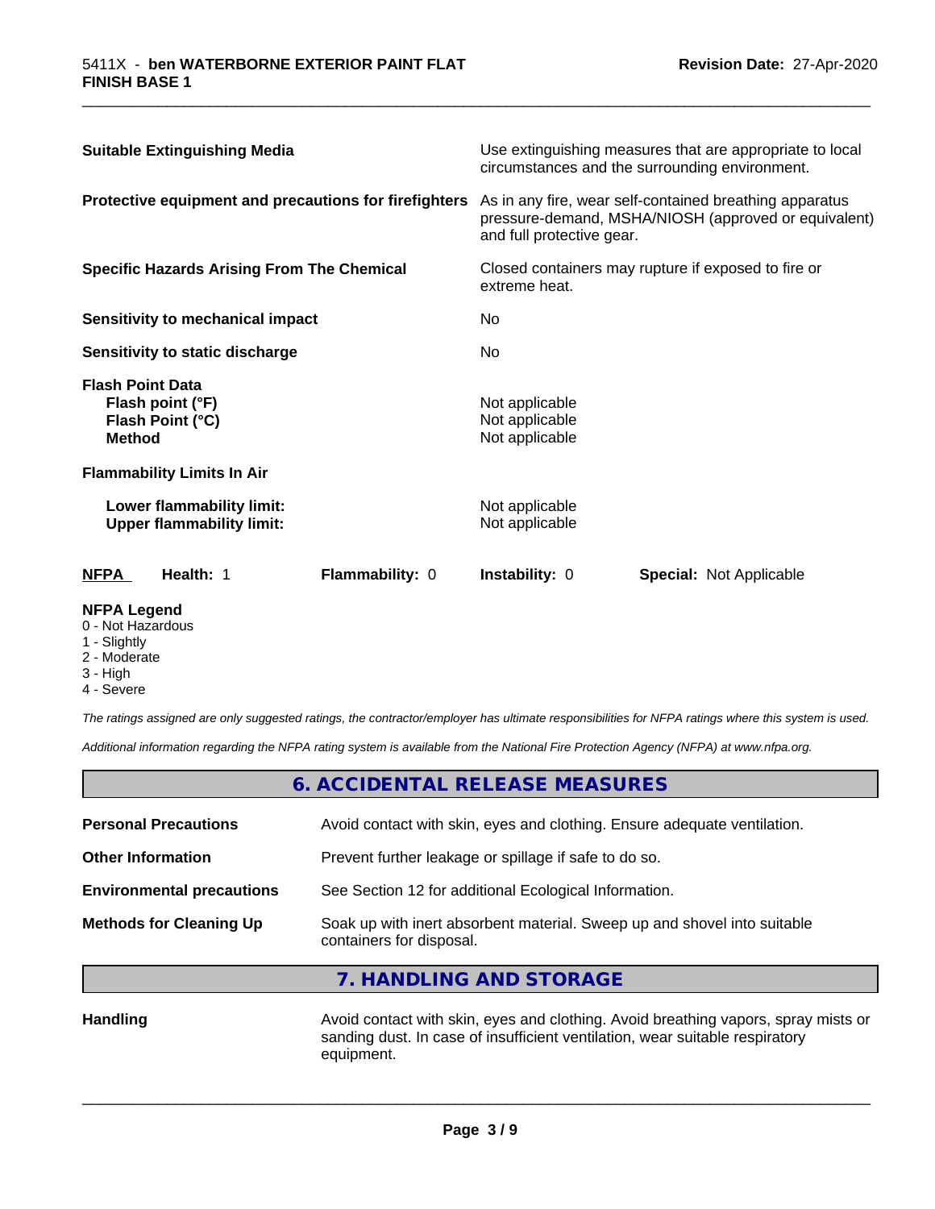| | |
|---|---|
| **Suitable Extinguishing Media** | Use extinguishing measures that are appropriate to local circumstances and the surrounding environment. |
| **Protective equipment and precautions for firefighters** | As in any fire, wear self-contained breathing apparatus pressure-demand, MSHA/NIOSH (approved or equivalent) and full protective gear. |
| **Specific Hazards Arising From The Chemical** | Closed containers may rupture if exposed to fire or extreme heat. |
| **Sensitivity to mechanical impact** | No |
| **Sensitivity to static discharge** | No |

**Flash Point Data**

| | |
|---|---|
| **Flash point (°F)** | Not applicable |
| **Flash Point (°C)** | Not applicable |
| **Method** | Not applicable |

**Flammability Limits In Air**

| | |
|---|---|
| **Lower flammability limit:** | Not applicable |
| **Upper flammability limit:** | Not applicable |

| **NFPA** | **Health:** 1 | **Flammability:** 0 | **Instability:** 0 | **Special:** Not Applicable |
|---|---|---|---|---|

**NFPA Legend**

- 0 - Not Hazardous
- 1 - Slightly
- 2 - Moderate
- 3 - High
- 4 - Severe

*The ratings assigned are only suggested ratings, the contractor/employer has ultimate responsibilities for NFPA ratings where this system is used.*

*Additional information regarding the NFPA rating system is available from the National Fire Protection Agency (NFPA) at www.nfpa.org.*

## 6. ACCIDENTAL RELEASE MEASURES

| | |
|---|---|
| **Personal Precautions** | Avoid contact with skin, eyes and clothing. Ensure adequate ventilation. |
| **Other Information** | Prevent further leakage or spillage if safe to do so. |
| **Environmental precautions** | See Section 12 for additional Ecological Information. |
| **Methods for Cleaning Up** | Soak up with inert absorbent material. Sweep up and shovel into suitable containers for disposal. |

## 7. HANDLING AND STORAGE

| | |
|---|---|
| **Handling** | Avoid contact with skin, eyes and clothing. Avoid breathing vapors, spray mists or sanding dust. In case of insufficient ventilation, wear suitable respiratory equipment. |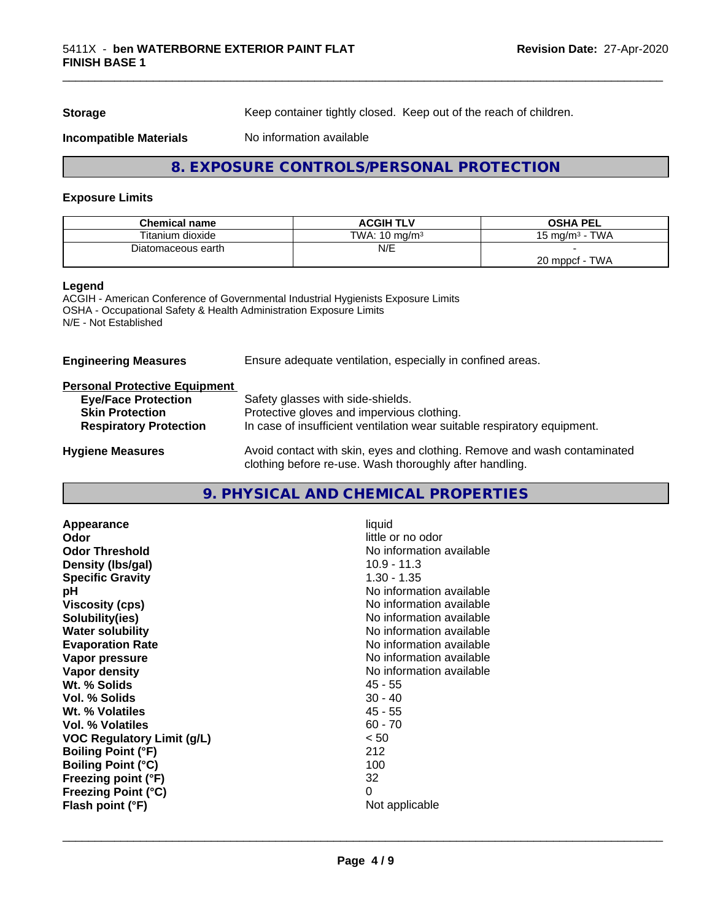**Storage** Keep container tightly closed. Keep out of the reach of children.

**Incompatible Materials** No information available

## 8. EXPOSURE CONTROLS/PERSONAL PROTECTION

### Exposure Limits

| Chemical name | ACGIH TLV | OSHA PEL |
|---|---|---|
| Titanium dioxide | TWA: 10 mg/m³ | 15 mg/m³ - TWA |
| Diatomaceous earth | N/E | - <br> 20 mppcf - TWA |

**Legend**
ACGIH - American Conference of Governmental Industrial Hygienists Exposure Limits
OSHA - Occupational Safety & Health Administration Exposure Limits
N/E - Not Established

**Engineering Measures** Ensure adequate ventilation, especially in confined areas.

**Personal Protective Equipment**

- **Eye/Face Protection** Safety glasses with side-shields.
- **Skin Protection** Protective gloves and impervious clothing.
- **Respiratory Protection** In case of insufficient ventilation wear suitable respiratory equipment.

**Hygiene Measures** Avoid contact with skin, eyes and clothing. Remove and wash contaminated clothing before re-use. Wash thoroughly after handling.

## 9. PHYSICAL AND CHEMICAL PROPERTIES

| | |
|---|---|
| **Appearance** | liquid |
| **Odor** | little or no odor |
| **Odor Threshold** | No information available |
| **Density (lbs/gal)** | 10.9 - 11.3 |
| **Specific Gravity** | 1.30 - 1.35 |
| **pH** | No information available |
| **Viscosity (cps)** | No information available |
| **Solubility(ies)** | No information available |
| **Water solubility** | No information available |
| **Evaporation Rate** | No information available |
| **Vapor pressure** | No information available |
| **Vapor density** | No information available |
| **Wt. % Solids** | 45 - 55 |
| **Vol. % Solids** | 30 - 40 |
| **Wt. % Volatiles** | 45 - 55 |
| **Vol. % Volatiles** | 60 - 70 |
| **VOC Regulatory Limit (g/L)** | < 50 |
| **Boiling Point (°F)** | 212 |
| **Boiling Point (°C)** | 100 |
| **Freezing point (°F)** | 32 |
| **Freezing Point (°C)** | 0 |
| **Flash point (°F)** | Not applicable |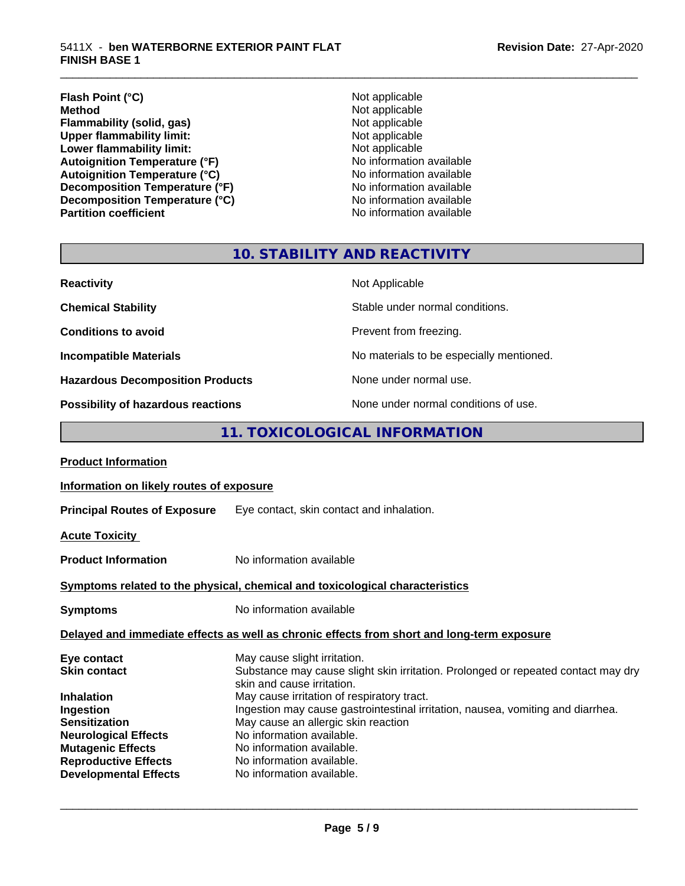| | |
|---|---|
| **Flash Point (°C)** | Not applicable |
| **Method** | Not applicable |
| **Flammability (solid, gas)** | Not applicable |
| **Upper flammability limit:** | Not applicable |
| **Lower flammability limit:** | Not applicable |
| **Autoignition Temperature (°F)** | No information available |
| **Autoignition Temperature (°C)** | No information available |
| **Decomposition Temperature (°F)** | No information available |
| **Decomposition Temperature (°C)** | No information available |
| **Partition coefficient** | No information available |

## 10. STABILITY AND REACTIVITY

| | |
|---|---|
| **Reactivity** | Not Applicable |
| **Chemical Stability** | Stable under normal conditions. |
| **Conditions to avoid** | Prevent from freezing. |
| **Incompatible Materials** | No materials to be especially mentioned. |
| **Hazardous Decomposition Products** | None under normal use. |
| **Possibility of hazardous reactions** | None under normal conditions of use. |

## 11. TOXICOLOGICAL INFORMATION

**Product Information**

**Information on likely routes of exposure**

**Principal Routes of Exposure** Eye contact, skin contact and inhalation.

**Acute Toxicity**

**Product Information** No information available

**Symptoms related to the physical, chemical and toxicological characteristics**

**Symptoms** No information available

**Delayed and immediate effects as well as chronic effects from short and long-term exposure**

| | |
|---|---|
| **Eye contact** | May cause slight irritation. |
| **Skin contact** | Substance may cause slight skin irritation. Prolonged or repeated contact may dry skin and cause irritation. |
| **Inhalation** | May cause irritation of respiratory tract. |
| **Ingestion** | Ingestion may cause gastrointestinal irritation, nausea, vomiting and diarrhea. |
| **Sensitization** | May cause an allergic skin reaction |
| **Neurological Effects** | No information available. |
| **Mutagenic Effects** | No information available. |
| **Reproductive Effects** | No information available. |
| **Developmental Effects** | No information available. |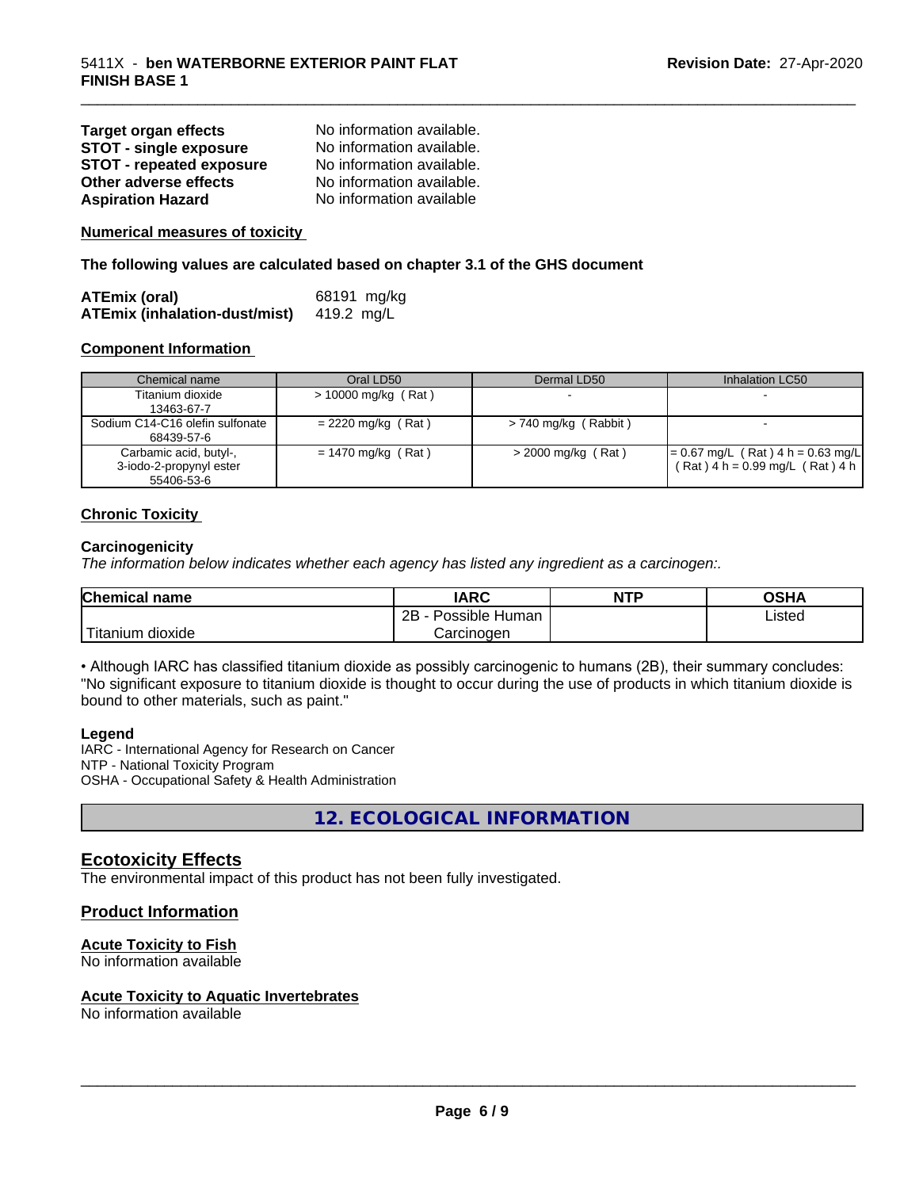| | |
|---|---|
| **Target organ effects** | No information available. |
| **STOT - single exposure** | No information available. |
| **STOT - repeated exposure** | No information available. |
| **Other adverse effects** | No information available. |
| **Aspiration Hazard** | No information available |

**Numerical measures of toxicity**

**The following values are calculated based on chapter 3.1 of the GHS document**

| | |
|---|---|
| **ATEmix (oral)** | 68191 mg/kg |
| **ATEmix (inhalation-dust/mist)** | 419.2 mg/L |

**Component Information**

| Chemical name | Oral LD50 | Dermal LD50 | Inhalation LC50 |
|---|---|---|---|
| Titanium dioxide 13463-67-7 | > 10000 mg/kg ( Rat ) | - | - |
| Sodium C14-C16 olefin sulfonate 68439-57-6 | = 2220 mg/kg ( Rat ) | > 740 mg/kg ( Rabbit ) | - |
| Carbamic acid, butyl-, 3-iodo-2-propynyl ester 55406-53-6 | = 1470 mg/kg ( Rat ) | > 2000 mg/kg ( Rat ) | = 0.67 mg/L ( Rat ) 4 h = 0.63 mg/L ( Rat ) 4 h = 0.99 mg/L ( Rat ) 4 h |

**Chronic Toxicity**

**Carcinogenicity**

*The information below indicates whether each agency has listed any ingredient as a carcinogen:.*

| Chemical name | IARC | NTP | OSHA |
|---|---|---|---|
| Titanium dioxide | 2B - Possible Human Carcinogen | | Listed |

• Although IARC has classified titanium dioxide as possibly carcinogenic to humans (2B), their summary concludes: "No significant exposure to titanium dioxide is thought to occur during the use of products in which titanium dioxide is bound to other materials, such as paint."

**Legend**

IARC - International Agency for Research on Cancer
NTP - National Toxicity Program
OSHA - Occupational Safety & Health Administration

# 12. ECOLOGICAL INFORMATION

## Ecotoxicity Effects

The environmental impact of this product has not been fully investigated.

### Product Information

**Acute Toxicity to Fish**

No information available

**Acute Toxicity to Aquatic Invertebrates**

No information available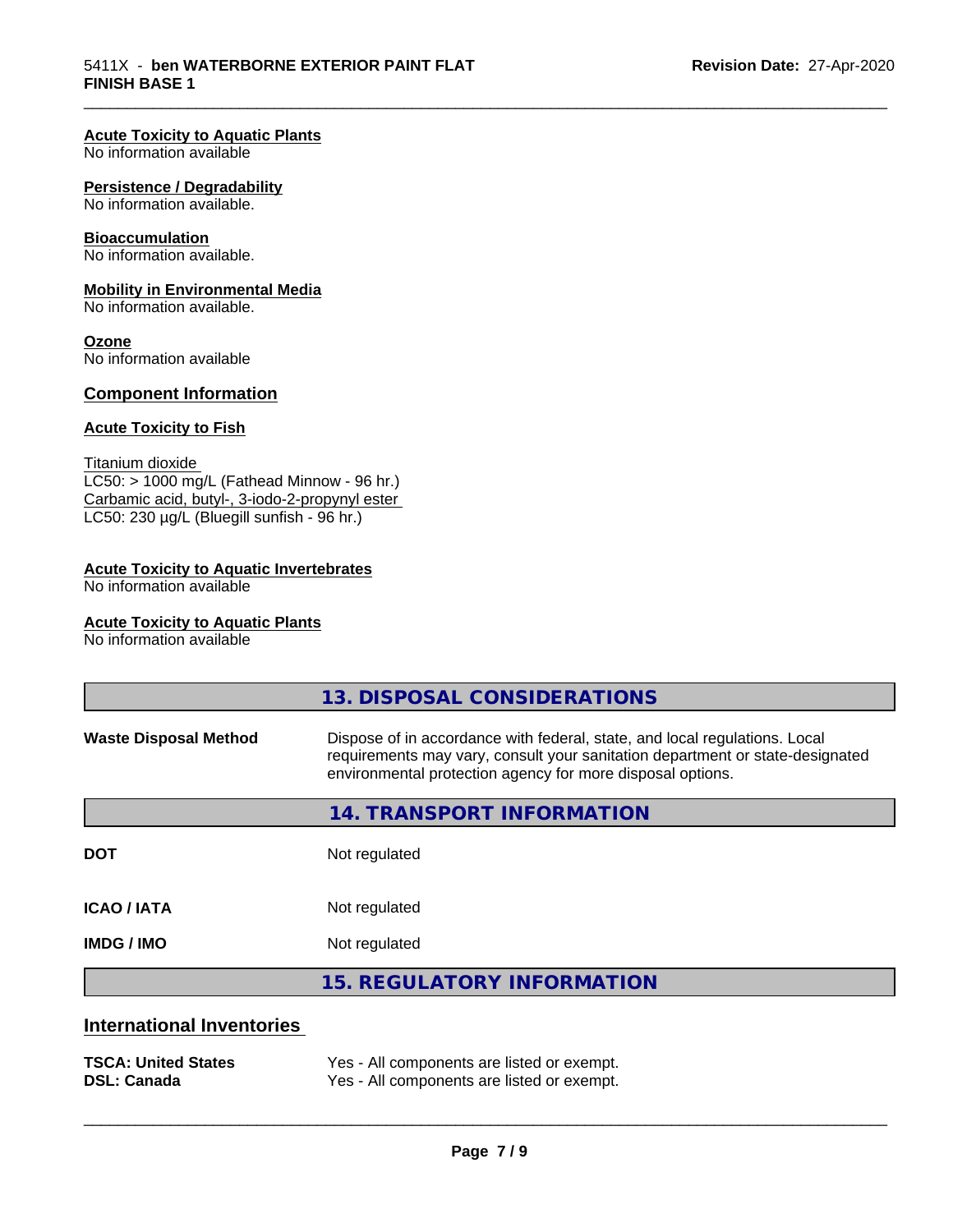**Acute Toxicity to Aquatic Plants**
No information available

**Persistence / Degradability**
No information available.

**Bioaccumulation**
No information available.

**Mobility in Environmental Media**
No information available.

**Ozone**
No information available

## Component Information

**Acute Toxicity to Fish**

Titanium dioxide
LC50: > 1000 mg/L (Fathead Minnow - 96 hr.)
Carbamic acid, butyl-, 3-iodo-2-propynyl ester
LC50: 230 µg/L (Bluegill sunfish - 96 hr.)

**Acute Toxicity to Aquatic Invertebrates**
No information available

**Acute Toxicity to Aquatic Plants**
No information available

## 13. DISPOSAL CONSIDERATIONS

| | |
|---|---|
| **Waste Disposal Method** | Dispose of in accordance with federal, state, and local regulations. Local requirements may vary, consult your sanitation department or state-designated environmental protection agency for more disposal options. |

## 14. TRANSPORT INFORMATION

| | |
|---|---|
| **DOT** | Not regulated |
| **ICAO / IATA** | Not regulated |
| **IMDG / IMO** | Not regulated |

## 15. REGULATORY INFORMATION

### International Inventories

| | |
|---|---|
| **TSCA: United States** | Yes - All components are listed or exempt. |
| **DSL: Canada** | Yes - All components are listed or exempt. |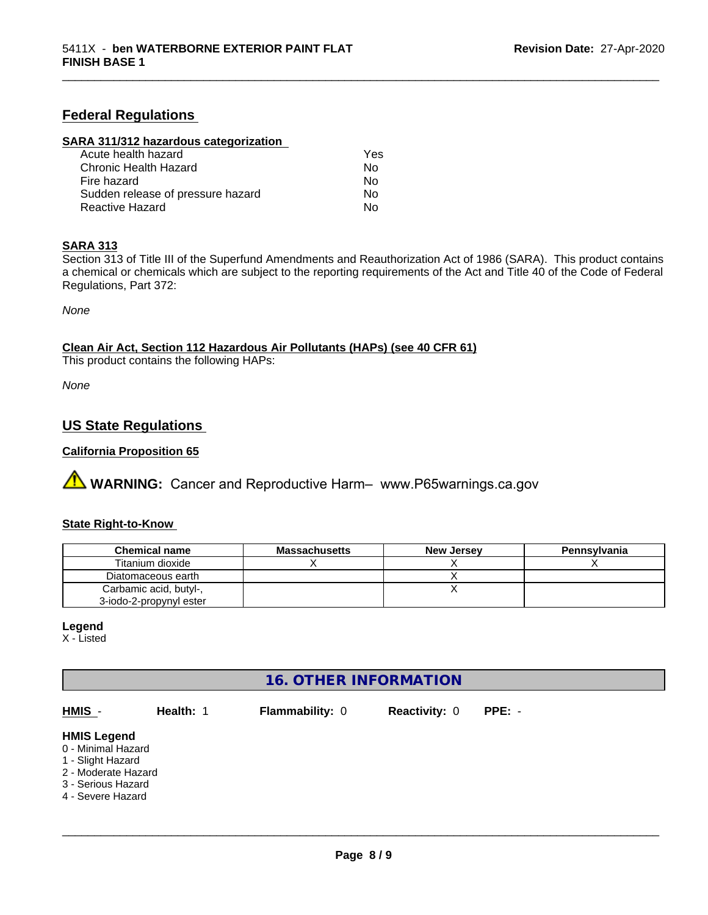## Federal Regulations

**SARA 311/312 hazardous categorization**

| | |
|---|---|
| Acute health hazard | Yes |
| Chronic Health Hazard | No |
| Fire hazard | No |
| Sudden release of pressure hazard | No |
| Reactive Hazard | No |

**SARA 313**

Section 313 of Title III of the Superfund Amendments and Reauthorization Act of 1986 (SARA). This product contains a chemical or chemicals which are subject to the reporting requirements of the Act and Title 40 of the Code of Federal Regulations, Part 372:

*None*

**Clean Air Act, Section 112 Hazardous Air Pollutants (HAPs) (see 40 CFR 61)**

This product contains the following HAPs:

*None*

## US State Regulations

**California Proposition 65**

⚠ **WARNING:** Cancer and Reproductive Harm– www.P65warnings.ca.gov

**State Right-to-Know**

| Chemical name | Massachusetts | New Jersey | Pennsylvania |
|---|---|---|---|
| Titanium dioxide | X | X | X |
| Diatomaceous earth | | X | |
| Carbamic acid, butyl-, 3-iodo-2-propynyl ester | | X | |

**Legend**

X - Listed

## 16. OTHER INFORMATION

**HMIS** - **Health:** 1 **Flammability:** 0 **Reactivity:** 0 **PPE:** -

**HMIS Legend**

0 - Minimal Hazard
1 - Slight Hazard
2 - Moderate Hazard
3 - Serious Hazard
4 - Severe Hazard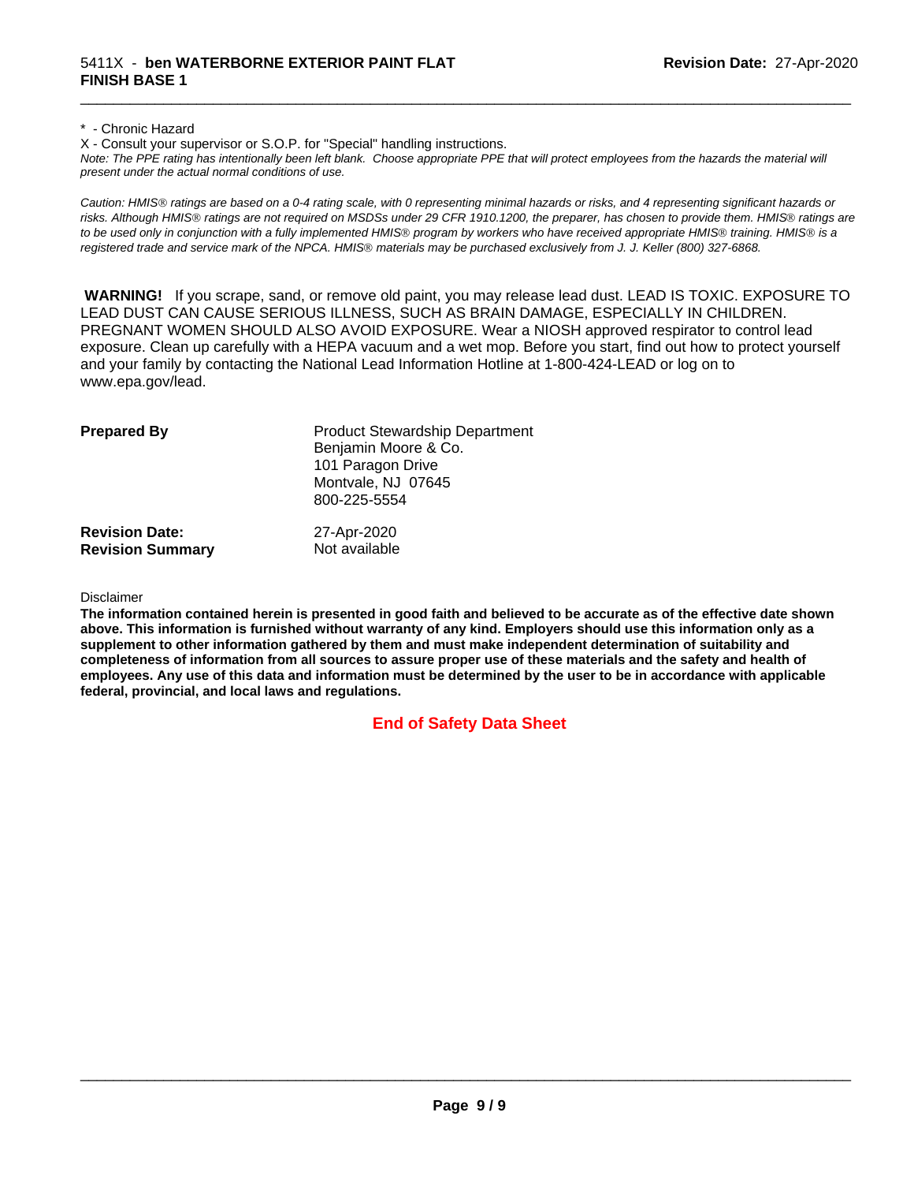\* - Chronic Hazard

X - Consult your supervisor or S.O.P. for "Special" handling instructions.

*Note: The PPE rating has intentionally been left blank. Choose appropriate PPE that will protect employees from the hazards the material will present under the actual normal conditions of use.*

*Caution: HMIS® ratings are based on a 0-4 rating scale, with 0 representing minimal hazards or risks, and 4 representing significant hazards or risks. Although HMIS® ratings are not required on MSDSs under 29 CFR 1910.1200, the preparer, has chosen to provide them. HMIS® ratings are to be used only in conjunction with a fully implemented HMIS® program by workers who have received appropriate HMIS® training. HMIS® is a registered trade and service mark of the NPCA. HMIS® materials may be purchased exclusively from J. J. Keller (800) 327-6868.*

**WARNING!** If you scrape, sand, or remove old paint, you may release lead dust. LEAD IS TOXIC. EXPOSURE TO LEAD DUST CAN CAUSE SERIOUS ILLNESS, SUCH AS BRAIN DAMAGE, ESPECIALLY IN CHILDREN. PREGNANT WOMEN SHOULD ALSO AVOID EXPOSURE. Wear a NIOSH approved respirator to control lead exposure. Clean up carefully with a HEPA vacuum and a wet mop. Before you start, find out how to protect yourself and your family by contacting the National Lead Information Hotline at 1-800-424-LEAD or log on to www.epa.gov/lead.

| | |
|---|---|
| **Prepared By** | Product Stewardship Department<br>Benjamin Moore & Co.<br>101 Paragon Drive<br>Montvale, NJ 07645<br>800-225-5554 |
| **Revision Date:** | 27-Apr-2020 |
| **Revision Summary** | Not available |

Disclaimer

**The information contained herein is presented in good faith and believed to be accurate as of the effective date shown above. This information is furnished without warranty of any kind. Employers should use this information only as a supplement to other information gathered by them and must make independent determination of suitability and completeness of information from all sources to assure proper use of these materials and the safety and health of employees. Any use of this data and information must be determined by the user to be in accordance with applicable federal, provincial, and local laws and regulations.**

**End of Safety Data Sheet**